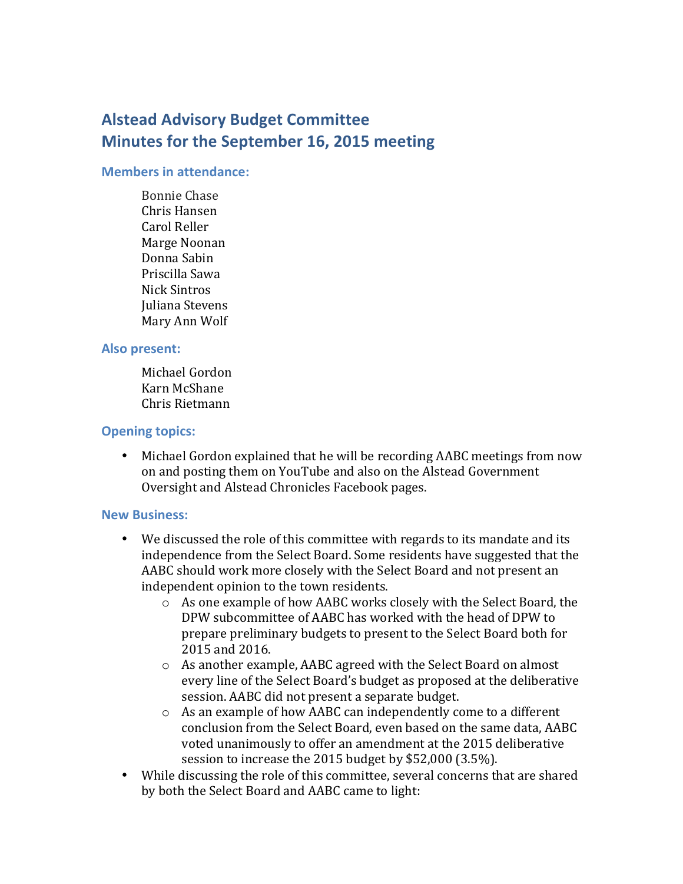# Alstead Advisory Budget Committee
# Minutes for the September 16, 2015 meeting

### Members in attendance:

Bonnie Chase
Chris Hansen
Carol Reller
Marge Noonan
Donna Sabin
Priscilla Sawa
Nick Sintros
Juliana Stevens
Mary Ann Wolf

### Also present:

Michael Gordon
Karn McShane
Chris Rietmann

### Opening topics:

- Michael Gordon explained that he will be recording AABC meetings from now on and posting them on YouTube and also on the Alstead Government Oversight and Alstead Chronicles Facebook pages.

### New Business:

- We discussed the role of this committee with regards to its mandate and its independence from the Select Board. Some residents have suggested that the AABC should work more closely with the Select Board and not present an independent opinion to the town residents.
  - As one example of how AABC works closely with the Select Board, the DPW subcommittee of AABC has worked with the head of DPW to prepare preliminary budgets to present to the Select Board both for 2015 and 2016.
  - As another example, AABC agreed with the Select Board on almost every line of the Select Board's budget as proposed at the deliberative session. AABC did not present a separate budget.
  - As an example of how AABC can independently come to a different conclusion from the Select Board, even based on the same data, AABC voted unanimously to offer an amendment at the 2015 deliberative session to increase the 2015 budget by $52,000 (3.5%).
- While discussing the role of this committee, several concerns that are shared by both the Select Board and AABC came to light: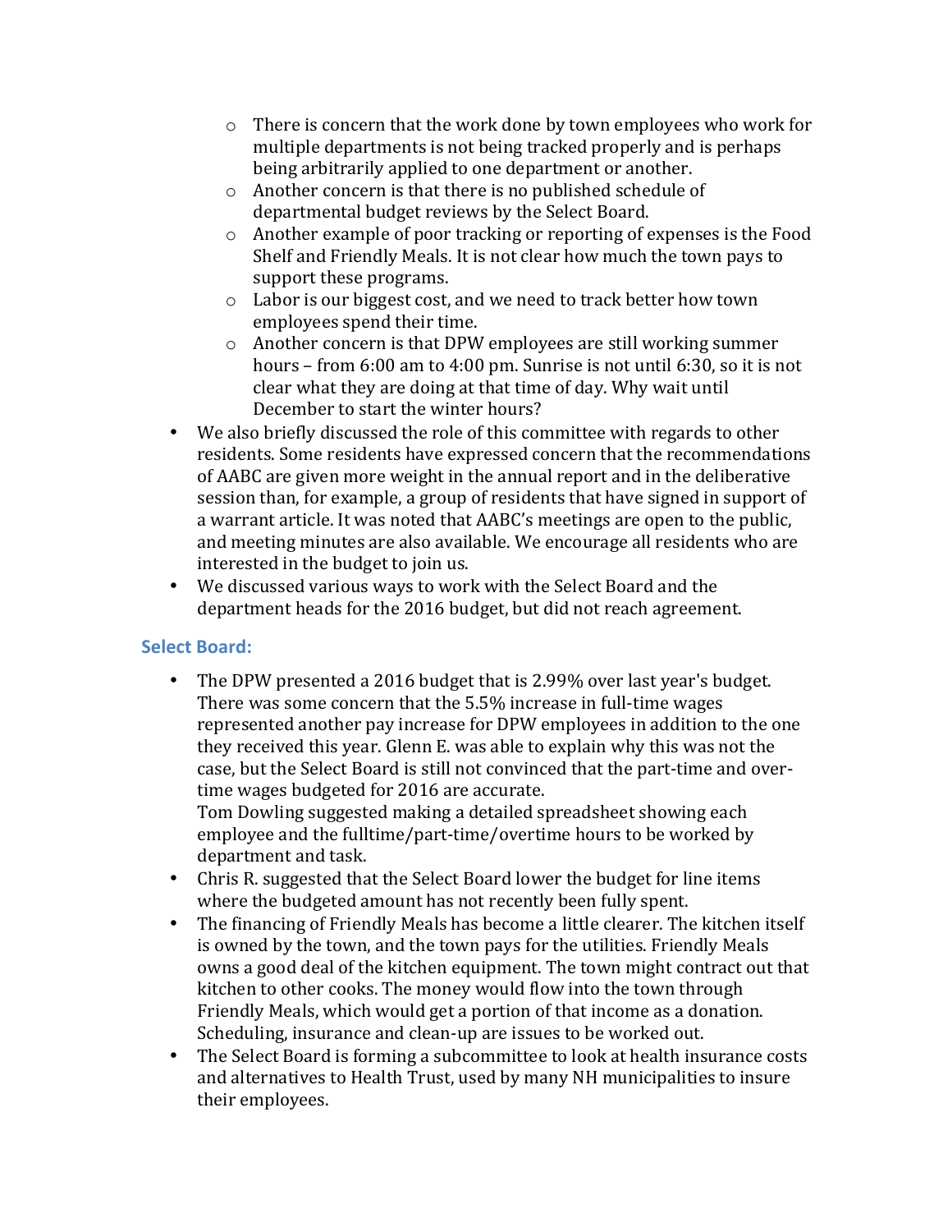- There is concern that the work done by town employees who work for multiple departments is not being tracked properly and is perhaps being arbitrarily applied to one department or another.
    - Another concern is that there is no published schedule of departmental budget reviews by the Select Board.
    - Another example of poor tracking or reporting of expenses is the Food Shelf and Friendly Meals. It is not clear how much the town pays to support these programs.
    - Labor is our biggest cost, and we need to track better how town employees spend their time.
    - Another concern is that DPW employees are still working summer hours – from 6:00 am to 4:00 pm. Sunrise is not until 6:30, so it is not clear what they are doing at that time of day. Why wait until December to start the winter hours?
- We also briefly discussed the role of this committee with regards to other residents. Some residents have expressed concern that the recommendations of AABC are given more weight in the annual report and in the deliberative session than, for example, a group of residents that have signed in support of a warrant article. It was noted that AABC's meetings are open to the public, and meeting minutes are also available. We encourage all residents who are interested in the budget to join us.
- We discussed various ways to work with the Select Board and the department heads for the 2016 budget, but did not reach agreement.

## Select Board:

- The DPW presented a 2016 budget that is 2.99% over last year's budget. There was some concern that the 5.5% increase in full-time wages represented another pay increase for DPW employees in addition to the one they received this year. Glenn E. was able to explain why this was not the case, but the Select Board is still not convinced that the part-time and over-time wages budgeted for 2016 are accurate.
  Tom Dowling suggested making a detailed spreadsheet showing each employee and the fulltime/part-time/overtime hours to be worked by department and task.
- Chris R. suggested that the Select Board lower the budget for line items where the budgeted amount has not recently been fully spent.
- The financing of Friendly Meals has become a little clearer. The kitchen itself is owned by the town, and the town pays for the utilities. Friendly Meals owns a good deal of the kitchen equipment. The town might contract out that kitchen to other cooks. The money would flow into the town through Friendly Meals, which would get a portion of that income as a donation. Scheduling, insurance and clean-up are issues to be worked out.
- The Select Board is forming a subcommittee to look at health insurance costs and alternatives to Health Trust, used by many NH municipalities to insure their employees.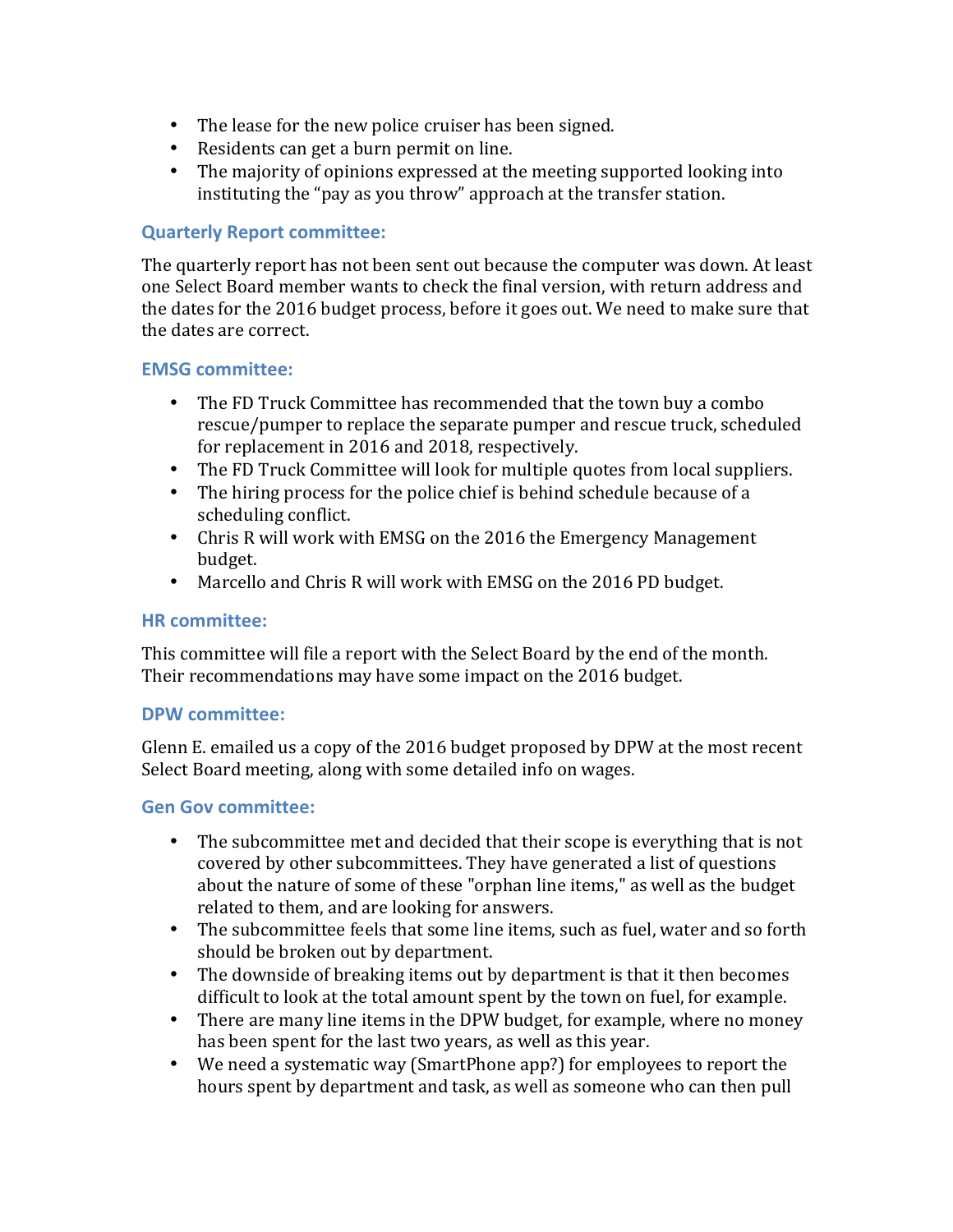- The lease for the new police cruiser has been signed.
- Residents can get a burn permit on line.
- The majority of opinions expressed at the meeting supported looking into instituting the "pay as you throw" approach at the transfer station.

### Quarterly Report committee:

The quarterly report has not been sent out because the computer was down. At least one Select Board member wants to check the final version, with return address and the dates for the 2016 budget process, before it goes out. We need to make sure that the dates are correct.

### EMSG committee:

- The FD Truck Committee has recommended that the town buy a combo rescue/pumper to replace the separate pumper and rescue truck, scheduled for replacement in 2016 and 2018, respectively.
- The FD Truck Committee will look for multiple quotes from local suppliers.
- The hiring process for the police chief is behind schedule because of a scheduling conflict.
- Chris R will work with EMSG on the 2016 the Emergency Management budget.
- Marcello and Chris R will work with EMSG on the 2016 PD budget.

### HR committee:

This committee will file a report with the Select Board by the end of the month. Their recommendations may have some impact on the 2016 budget.

### DPW committee:

Glenn E. emailed us a copy of the 2016 budget proposed by DPW at the most recent Select Board meeting, along with some detailed info on wages.

### Gen Gov committee:

- The subcommittee met and decided that their scope is everything that is not covered by other subcommittees. They have generated a list of questions about the nature of some of these "orphan line items," as well as the budget related to them, and are looking for answers.
- The subcommittee feels that some line items, such as fuel, water and so forth should be broken out by department.
- The downside of breaking items out by department is that it then becomes difficult to look at the total amount spent by the town on fuel, for example.
- There are many line items in the DPW budget, for example, where no money has been spent for the last two years, as well as this year.
- We need a systematic way (SmartPhone app?) for employees to report the hours spent by department and task, as well as someone who can then pull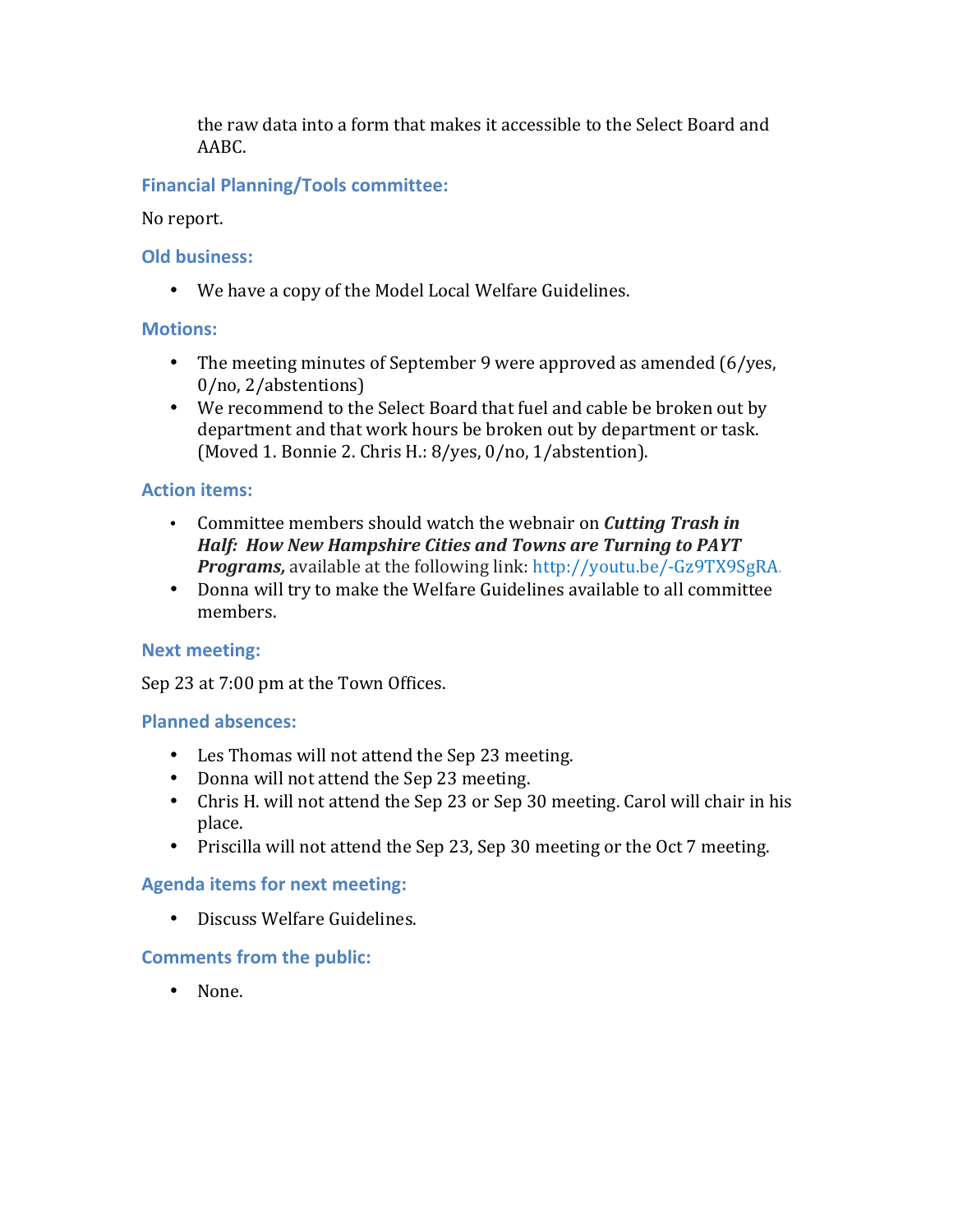the raw data into a form that makes it accessible to the Select Board and AABC.

### Financial Planning/Tools committee:

No report.

### Old business:

- We have a copy of the Model Local Welfare Guidelines.

### Motions:

- The meeting minutes of September 9 were approved as amended (6/yes, 0/no, 2/abstentions)
- We recommend to the Select Board that fuel and cable be broken out by department and that work hours be broken out by department or task. (Moved 1. Bonnie 2. Chris H.: 8/yes, 0/no, 1/abstention).

### Action items:

- Committee members should watch the webnair on ***Cutting Trash in Half: How New Hampshire Cities and Towns are Turning to PAYT Programs,*** available at the following link: http://youtu.be/-Gz9TX9SgRA.
- Donna will try to make the Welfare Guidelines available to all committee members.

### Next meeting:

Sep 23 at 7:00 pm at the Town Offices.

### Planned absences:

- Les Thomas will not attend the Sep 23 meeting.
- Donna will not attend the Sep 23 meeting.
- Chris H. will not attend the Sep 23 or Sep 30 meeting. Carol will chair in his place.
- Priscilla will not attend the Sep 23, Sep 30 meeting or the Oct 7 meeting.

### Agenda items for next meeting:

- Discuss Welfare Guidelines.

### Comments from the public:

- None.